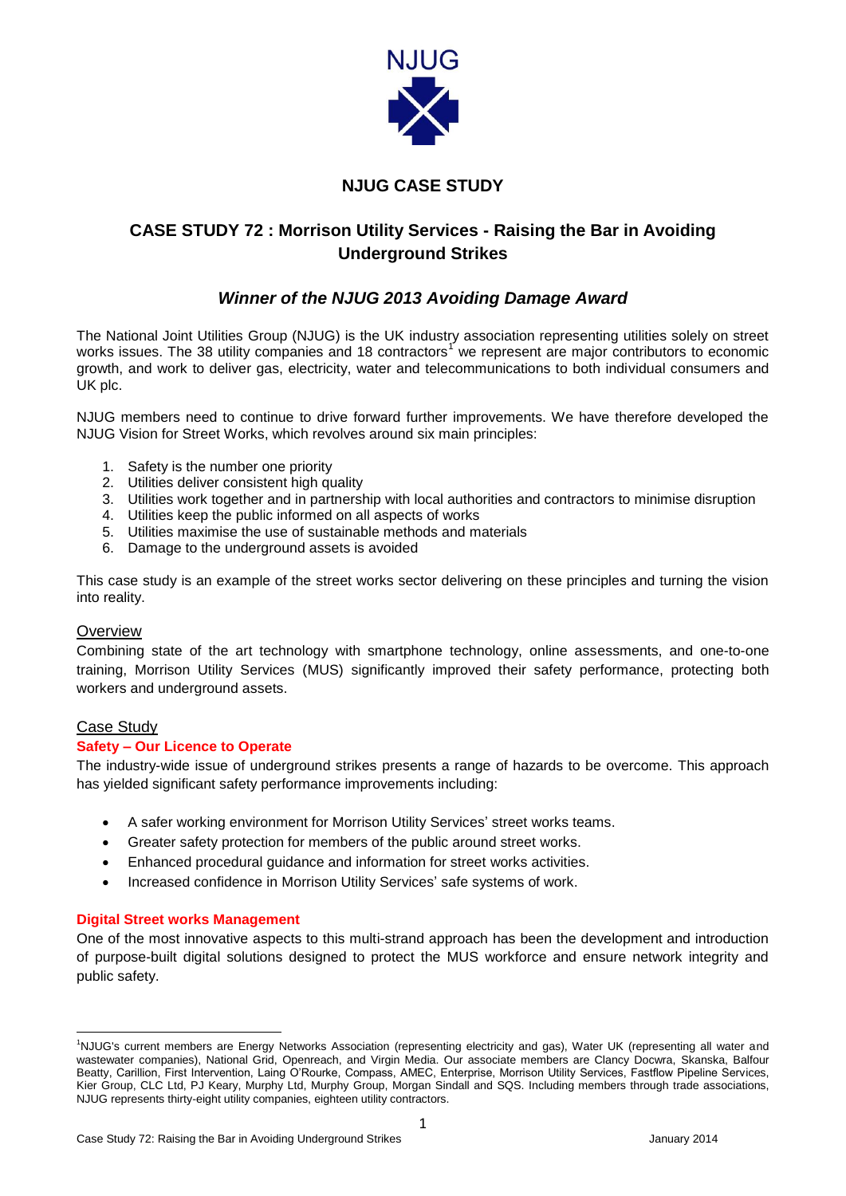NJUG

# NJUG CASE STUDY

## CASE STUDY 72 : Morrison Utility Services - Raising the Bar in Avoiding Underground Strikes

### *Winner of the NJUG 2013 Avoiding Damage Award*

The National Joint Utilities Group (NJUG) is the UK industry association representing utilities solely on street works issues. The 38 utility companies and 18 contractors[1] we represent are major contributors to economic growth, and work to deliver gas, electricity, water and telecommunications to both individual consumers and UK plc.

NJUG members need to continue to drive forward further improvements. We have therefore developed the NJUG Vision for Street Works, which revolves around six main principles:

1. Safety is the number one priority
2. Utilities deliver consistent high quality
3. Utilities work together and in partnership with local authorities and contractors to minimise disruption
4. Utilities keep the public informed on all aspects of works
5. Utilities maximise the use of sustainable methods and materials
6. Damage to the underground assets is avoided

This case study is an example of the street works sector delivering on these principles and turning the vision into reality.

### Overview

Combining state of the art technology with smartphone technology, online assessments, and one-to-one training, Morrison Utility Services (MUS) significantly improved their safety performance, protecting both workers and underground assets.

### Case Study

**Safety – Our Licence to Operate**

The industry-wide issue of underground strikes presents a range of hazards to be overcome. This approach has yielded significant safety performance improvements including:

- A safer working environment for Morrison Utility Services' street works teams.
- Greater safety protection for members of the public around street works.
- Enhanced procedural guidance and information for street works activities.
- Increased confidence in Morrison Utility Services' safe systems of work.

**Digital Street works Management**

One of the most innovative aspects to this multi-strand approach has been the development and introduction of purpose-built digital solutions designed to protect the MUS workforce and ensure network integrity and public safety.

---

[1] NJUG's current members are Energy Networks Association (representing electricity and gas), Water UK (representing all water and wastewater companies), National Grid, Openreach, and Virgin Media. Our associate members are Clancy Docwra, Skanska, Balfour Beatty, Carillion, First Intervention, Laing O'Rourke, Compass, AMEC, Enterprise, Morrison Utility Services, Fastflow Pipeline Services, Kier Group, CLC Ltd, PJ Keary, Murphy Ltd, Murphy Group, Morgan Sindall and SQS. Including members through trade associations, NJUG represents thirty-eight utility companies, eighteen utility contractors.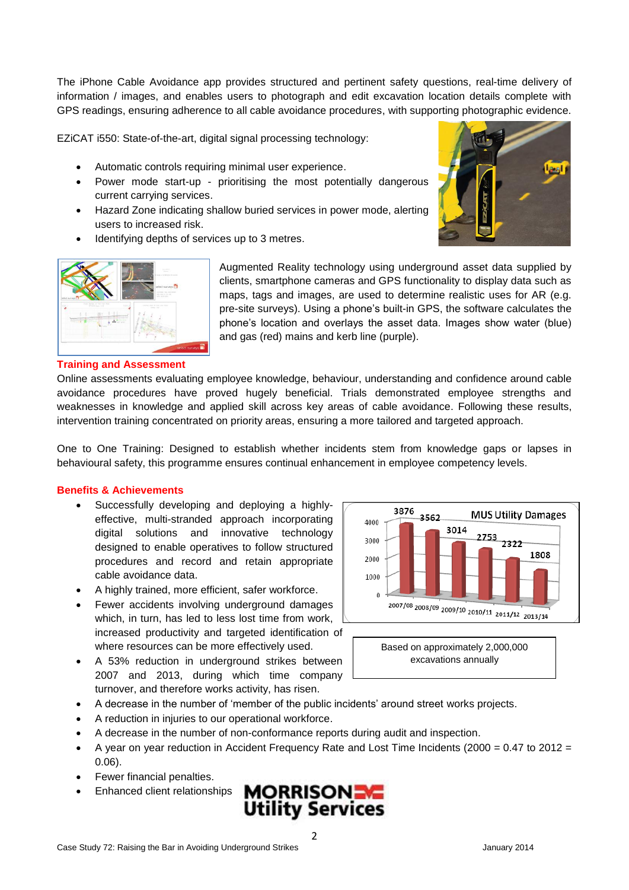The iPhone Cable Avoidance app provides structured and pertinent safety questions, real-time delivery of information / images, and enables users to photograph and edit excavation location details complete with GPS readings, ensuring adherence to all cable avoidance procedures, with supporting photographic evidence.

EZiCAT i550: State-of-the-art, digital signal processing technology:

- Automatic controls requiring minimal user experience.
- Power mode start-up - prioritising the most potentially dangerous current carrying services.
- Hazard Zone indicating shallow buried services in power mode, alerting users to increased risk.
- Identifying depths of services up to 3 metres.

Augmented Reality technology using underground asset data supplied by clients, smartphone cameras and GPS functionality to display data such as maps, tags and images, are used to determine realistic uses for AR (e.g. pre-site surveys). Using a phone's built-in GPS, the software calculates the phone's location and overlays the asset data. Images show water (blue) and gas (red) mains and kerb line (purple).

**Training and Assessment**

Online assessments evaluating employee knowledge, behaviour, understanding and confidence around cable avoidance procedures have proved hugely beneficial. Trials demonstrated employee strengths and weaknesses in knowledge and applied skill across key areas of cable avoidance. Following these results, intervention training concentrated on priority areas, ensuring a more tailored and targeted approach.

One to One Training: Designed to establish whether incidents stem from knowledge gaps or lapses in behavioural safety, this programme ensures continual enhancement in employee competency levels.

**Benefits & Achievements**

- Successfully developing and deploying a highly-effective, multi-stranded approach incorporating digital solutions and innovative technology designed to enable operatives to follow structured procedures and record and retain appropriate cable avoidance data.
- A highly trained, more efficient, safer workforce.
- Fewer accidents involving underground damages which, in turn, has led to less lost time from work, increased productivity and targeted identification of where resources can be more effectively used.
- A 53% reduction in underground strikes between 2007 and 2013, during which time company turnover, and therefore works activity, has risen.
- A decrease in the number of 'member of the public incidents' around street works projects.
- A reduction in injuries to our operational workforce.
- A decrease in the number of non-conformance reports during audit and inspection.
- A year on year reduction in Accident Frequency Rate and Lost Time Incidents (2000 = 0.47 to 2012 = 0.06).
- Fewer financial penalties.
- Enhanced client relationships

MUS Utility Damages

3876
3562
3014
2753
2322
1808

4000
3000
2000
1000
0

2007/08 2008/09 2009/10 2010/11 2011/12 2013/14

Based on approximately 2,000,000 excavations annually

MORRISON Utility Services